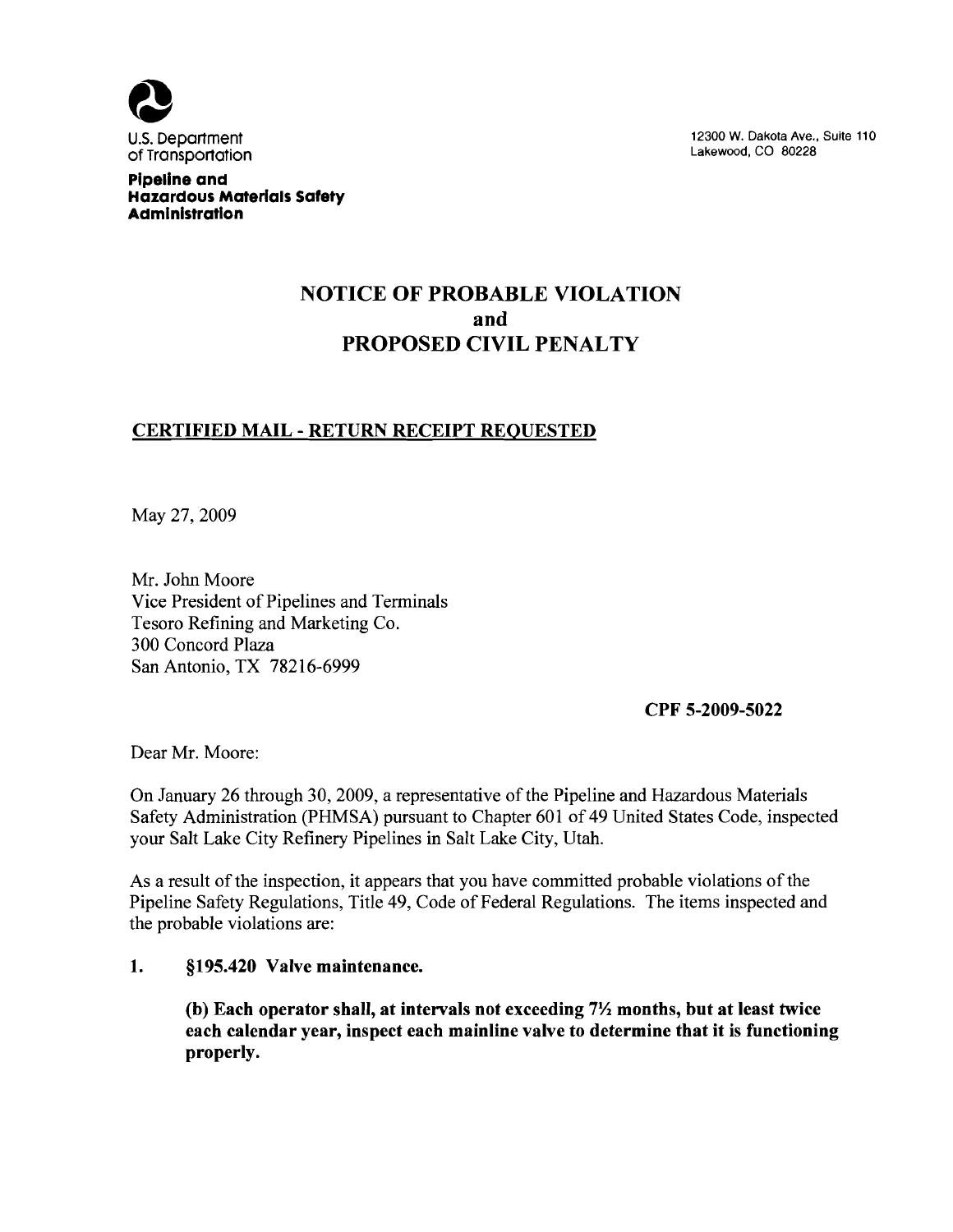U.S. Department of Transportation

**Pipeline and Hazardous Materials Safety Administration**

12300 W. Dakota Ave., Suite 110
Lakewood, CO 80228

# NOTICE OF PROBABLE VIOLATION and PROPOSED CIVIL PENALTY

**CERTIFIED MAIL - RETURN RECEIPT REQUESTED**

May 27, 2009

Mr. John Moore
Vice President of Pipelines and Terminals
Tesoro Refining and Marketing Co.
300 Concord Plaza
San Antonio, TX 78216-6999

**CPF 5-2009-5022**

Dear Mr. Moore:

On January 26 through 30, 2009, a representative of the Pipeline and Hazardous Materials Safety Administration (PHMSA) pursuant to Chapter 601 of 49 United States Code, inspected your Salt Lake City Refinery Pipelines in Salt Lake City, Utah.

As a result of the inspection, it appears that you have committed probable violations of the Pipeline Safety Regulations, Title 49, Code of Federal Regulations. The items inspected and the probable violations are:

1. **§195.420 Valve maintenance.**

   **(b) Each operator shall, at intervals not exceeding 7½ months, but at least twice each calendar year, inspect each mainline valve to determine that it is functioning properly.**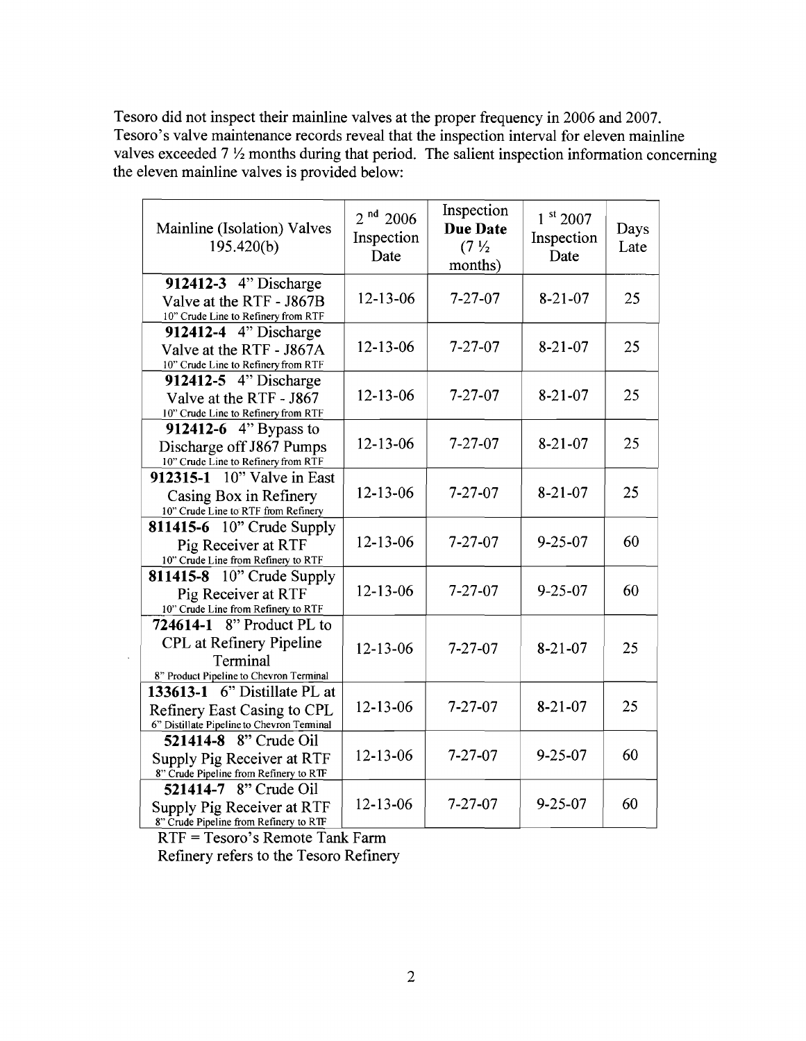Tesoro did not inspect their mainline valves at the proper frequency in 2006 and 2007. Tesoro's valve maintenance records reveal that the inspection interval for eleven mainline valves exceeded 7 ½ months during that period. The salient inspection information concerning the eleven mainline valves is provided below:

| Mainline (Isolation) Valves 195.420(b) | 2nd 2006 Inspection Date | Inspection **Due Date** (7 ½ months) | 1st 2007 Inspection Date | Days Late |
|---|---|---|---|---|
| **912412-3** 4" Discharge Valve at the RTF - J867B<br>10" Crude Line to Refinery from RTF | 12-13-06 | 7-27-07 | 8-21-07 | 25 |
| **912412-4** 4" Discharge Valve at the RTF - J867A<br>10" Crude Line to Refinery from RTF | 12-13-06 | 7-27-07 | 8-21-07 | 25 |
| **912412-5** 4" Discharge Valve at the RTF - J867<br>10" Crude Line to Refinery from RTF | 12-13-06 | 7-27-07 | 8-21-07 | 25 |
| **912412-6** 4" Bypass to Discharge off J867 Pumps<br>10" Crude Line to Refinery from RTF | 12-13-06 | 7-27-07 | 8-21-07 | 25 |
| **912315-1** 10" Valve in East Casing Box in Refinery<br>10" Crude Line to RTF from Refinery | 12-13-06 | 7-27-07 | 8-21-07 | 25 |
| **811415-6** 10" Crude Supply Pig Receiver at RTF<br>10" Crude Line from Refinery to RTF | 12-13-06 | 7-27-07 | 9-25-07 | 60 |
| **811415-8** 10" Crude Supply Pig Receiver at RTF<br>10" Crude Line from Refinery to RTF | 12-13-06 | 7-27-07 | 9-25-07 | 60 |
| **724614-1** 8" Product PL to CPL at Refinery Pipeline Terminal<br>8" Product Pipeline to Chevron Terminal | 12-13-06 | 7-27-07 | 8-21-07 | 25 |
| **133613-1** 6" Distillate PL at Refinery East Casing to CPL<br>6" Distillate Pipeline to Chevron Terminal | 12-13-06 | 7-27-07 | 8-21-07 | 25 |
| **521414-8** 8" Crude Oil Supply Pig Receiver at RTF<br>8" Crude Pipeline from Refinery to RTF | 12-13-06 | 7-27-07 | 9-25-07 | 60 |
| **521414-7** 8" Crude Oil Supply Pig Receiver at RTF<br>8" Crude Pipeline from Refinery to RTF | 12-13-06 | 7-27-07 | 9-25-07 | 60 |

RTF = Tesoro's Remote Tank Farm
Refinery refers to the Tesoro Refinery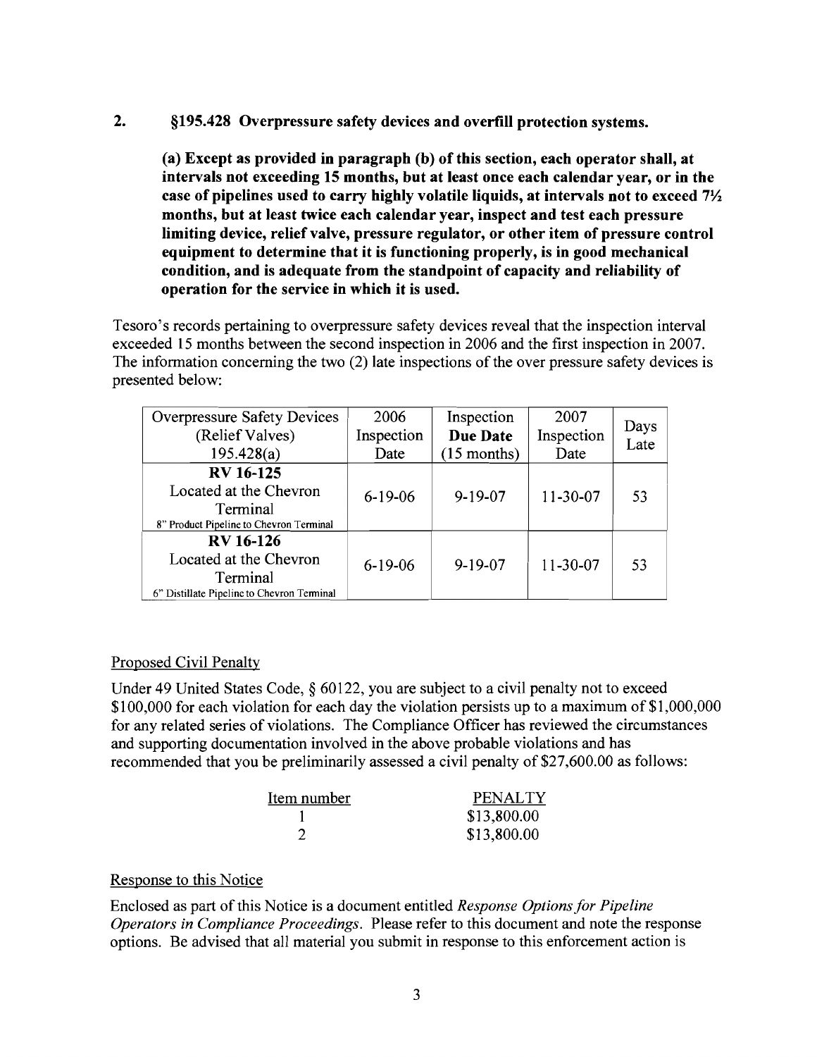**2. §195.428 Overpressure safety devices and overfill protection systems.**

**(a) Except as provided in paragraph (b) of this section, each operator shall, at intervals not exceeding 15 months, but at least once each calendar year, or in the case of pipelines used to carry highly volatile liquids, at intervals not to exceed 7½ months, but at least twice each calendar year, inspect and test each pressure limiting device, relief valve, pressure regulator, or other item of pressure control equipment to determine that it is functioning properly, is in good mechanical condition, and is adequate from the standpoint of capacity and reliability of operation for the service in which it is used.**

Tesoro's records pertaining to overpressure safety devices reveal that the inspection interval exceeded 15 months between the second inspection in 2006 and the first inspection in 2007. The information concerning the two (2) late inspections of the over pressure safety devices is presented below:

| Overpressure Safety Devices (Relief Valves) 195.428(a) | 2006 Inspection Date | Inspection **Due Date** (15 months) | 2007 Inspection Date | Days Late |
|---|---|---|---|---|
| **RV 16-125** Located at the Chevron Terminal 8" Product Pipeline to Chevron Terminal | 6-19-06 | 9-19-07 | 11-30-07 | 53 |
| **RV 16-126** Located at the Chevron Terminal 6" Distillate Pipeline to Chevron Terminal | 6-19-06 | 9-19-07 | 11-30-07 | 53 |

Proposed Civil Penalty

Under 49 United States Code, § 60122, you are subject to a civil penalty not to exceed $100,000 for each violation for each day the violation persists up to a maximum of $1,000,000 for any related series of violations. The Compliance Officer has reviewed the circumstances and supporting documentation involved in the above probable violations and has recommended that you be preliminarily assessed a civil penalty of $27,600.00 as follows:

| Item number | PENALTY |
|---|---|
| 1 | $13,800.00 |
| 2 | $13,800.00 |

Response to this Notice

Enclosed as part of this Notice is a document entitled *Response Options for Pipeline Operators in Compliance Proceedings*. Please refer to this document and note the response options. Be advised that all material you submit in response to this enforcement action is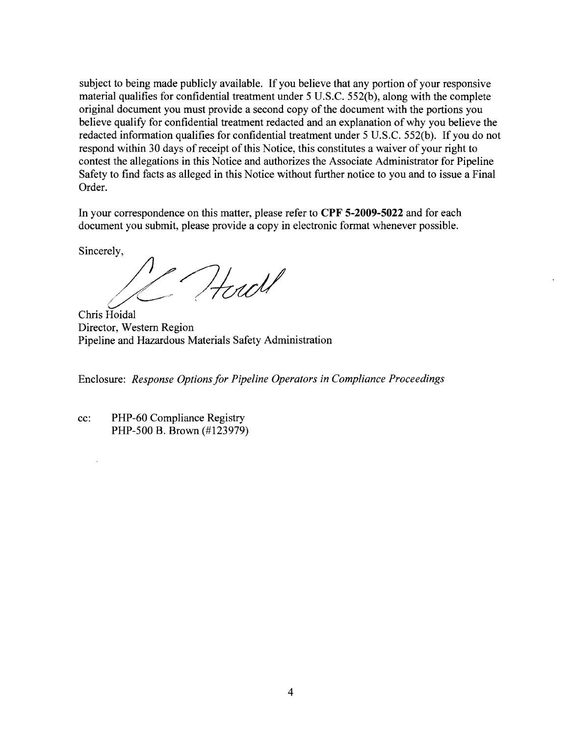subject to being made publicly available. If you believe that any portion of your responsive material qualifies for confidential treatment under 5 U.S.C. 552(b), along with the complete original document you must provide a second copy of the document with the portions you believe qualify for confidential treatment redacted and an explanation of why you believe the redacted information qualifies for confidential treatment under 5 U.S.C. 552(b). If you do not respond within 30 days of receipt of this Notice, this constitutes a waiver of your right to contest the allegations in this Notice and authorizes the Associate Administrator for Pipeline Safety to find facts as alleged in this Notice without further notice to you and to issue a Final Order.

In your correspondence on this matter, please refer to **CPF 5-2009-5022** and for each document you submit, please provide a copy in electronic format whenever possible.

Sincerely,

Chris Hoidal
Director, Western Region
Pipeline and Hazardous Materials Safety Administration

Enclosure: *Response Options for Pipeline Operators in Compliance Proceedings*

cc: PHP-60 Compliance Registry
PHP-500 B. Brown (#123979)